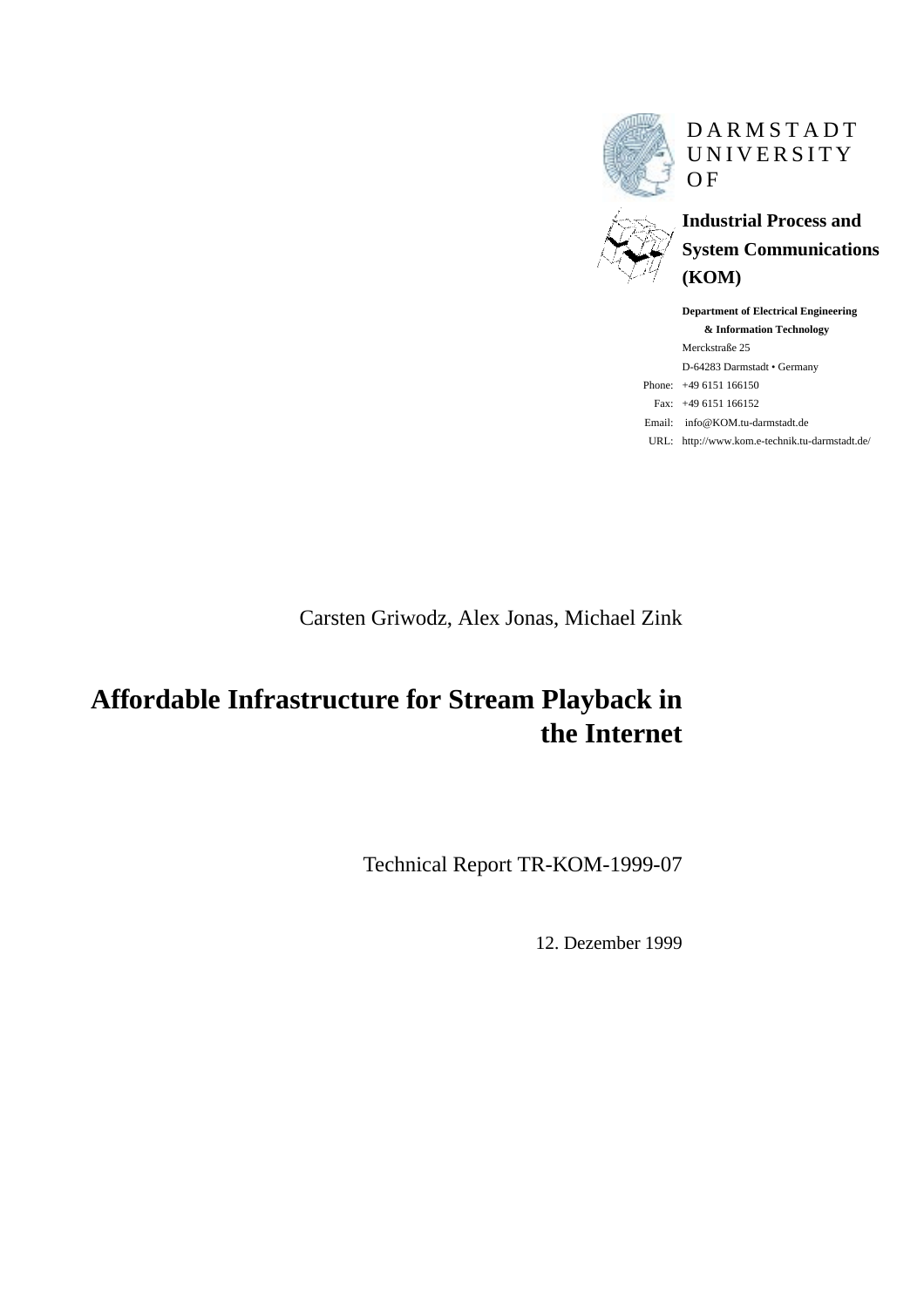DARMSTADT
UNIVERSITY
OF

**Industrial Process and System Communications (KOM)**

**Department of Electrical Engineering & Information Technology**
Merckstraße 25
D-64283 Darmstadt • Germany
Phone: +49 6151 166150
Fax: +49 6151 166152
Email: info@KOM.tu-darmstadt.de
URL: http://www.kom.e-technik.tu-darmstadt.de/

Carsten Griwodz, Alex Jonas, Michael Zink

# Affordable Infrastructure for Stream Playback in the Internet

Technical Report TR-KOM-1999-07

12. Dezember 1999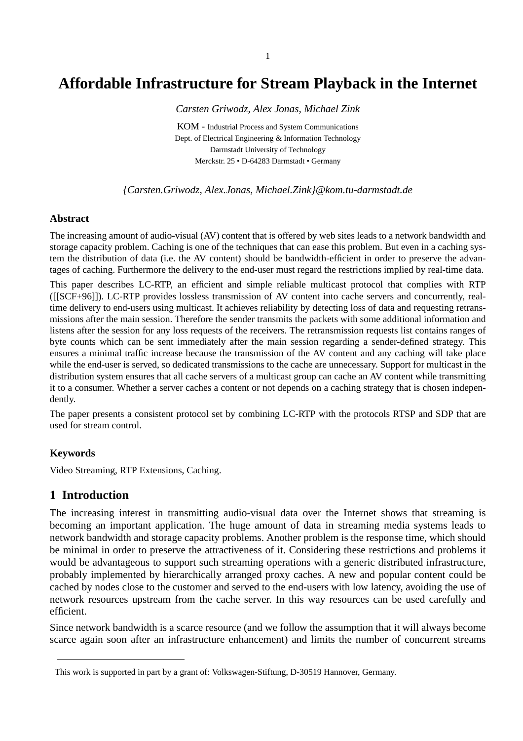# Affordable Infrastructure for Stream Playback in the Internet

*Carsten Griwodz, Alex Jonas, Michael Zink*

KOM - Industrial Process and System Communications
Dept. of Electrical Engineering & Information Technology
Darmstadt University of Technology
Merckstr. 25 • D-64283 Darmstadt • Germany

*{Carsten.Griwodz, Alex.Jonas, Michael.Zink}@kom.tu-darmstadt.de*

### Abstract

The increasing amount of audio-visual (AV) content that is offered by web sites leads to a network bandwidth and storage capacity problem. Caching is one of the techniques that can ease this problem. But even in a caching system the distribution of data (i.e. the AV content) should be bandwidth-efficient in order to preserve the advantages of caching. Furthermore the delivery to the end-user must regard the restrictions implied by real-time data.

This paper describes LC-RTP, an efficient and simple reliable multicast protocol that complies with RTP ([[SCF+96]]). LC-RTP provides lossless transmission of AV content into cache servers and concurrently, real-time delivery to end-users using multicast. It achieves reliability by detecting loss of data and requesting retransmissions after the main session. Therefore the sender transmits the packets with some additional information and listens after the session for any loss requests of the receivers. The retransmission requests list contains ranges of byte counts which can be sent immediately after the main session regarding a sender-defined strategy. This ensures a minimal traffic increase because the transmission of the AV content and any caching will take place while the end-user is served, so dedicated transmissions to the cache are unnecessary. Support for multicast in the distribution system ensures that all cache servers of a multicast group can cache an AV content while transmitting it to a consumer. Whether a server caches a content or not depends on a caching strategy that is chosen independently.

The paper presents a consistent protocol set by combining LC-RTP with the protocols RTSP and SDP that are used for stream control.

### Keywords

Video Streaming, RTP Extensions, Caching.

## 1 Introduction

The increasing interest in transmitting audio-visual data over the Internet shows that streaming is becoming an important application. The huge amount of data in streaming media systems leads to network bandwidth and storage capacity problems. Another problem is the response time, which should be minimal in order to preserve the attractiveness of it. Considering these restrictions and problems it would be advantageous to support such streaming operations with a generic distributed infrastructure, probably implemented by hierarchically arranged proxy caches. A new and popular content could be cached by nodes close to the customer and served to the end-users with low latency, avoiding the use of network resources upstream from the cache server. In this way resources can be used carefully and efficient.

Since network bandwidth is a scarce resource (and we follow the assumption that it will always become scarce again soon after an infrastructure enhancement) and limits the number of concurrent streams

---

This work is supported in part by a grant of: Volkswagen-Stiftung, D-30519 Hannover, Germany.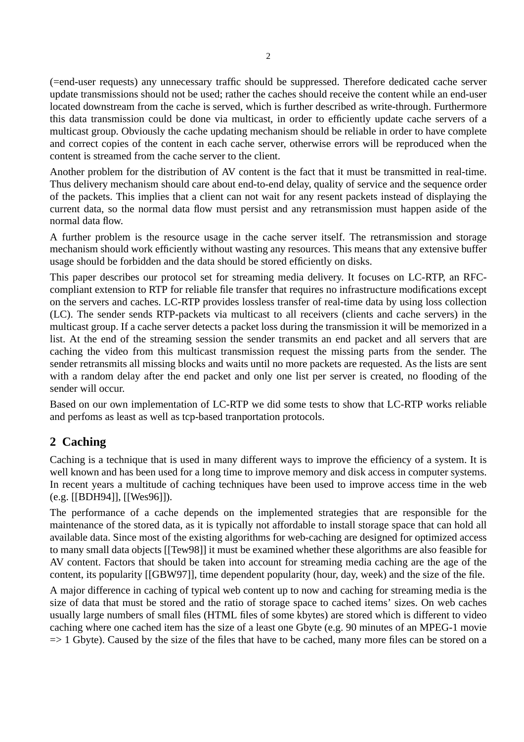(=end-user requests) any unnecessary traffic should be suppressed. Therefore dedicated cache server update transmissions should not be used; rather the caches should receive the content while an end-user located downstream from the cache is served, which is further described as write-through. Furthermore this data transmission could be done via multicast, in order to efficiently update cache servers of a multicast group. Obviously the cache updating mechanism should be reliable in order to have complete and correct copies of the content in each cache server, otherwise errors will be reproduced when the content is streamed from the cache server to the client.

Another problem for the distribution of AV content is the fact that it must be transmitted in real-time. Thus delivery mechanism should care about end-to-end delay, quality of service and the sequence order of the packets. This implies that a client can not wait for any resent packets instead of displaying the current data, so the normal data flow must persist and any retransmission must happen aside of the normal data flow.

A further problem is the resource usage in the cache server itself. The retransmission and storage mechanism should work efficiently without wasting any resources. This means that any extensive buffer usage should be forbidden and the data should be stored efficiently on disks.

This paper describes our protocol set for streaming media delivery. It focuses on LC-RTP, an RFC-compliant extension to RTP for reliable file transfer that requires no infrastructure modifications except on the servers and caches. LC-RTP provides lossless transfer of real-time data by using loss collection (LC). The sender sends RTP-packets via multicast to all receivers (clients and cache servers) in the multicast group. If a cache server detects a packet loss during the transmission it will be memorized in a list. At the end of the streaming session the sender transmits an end packet and all servers that are caching the video from this multicast transmission request the missing parts from the sender. The sender retransmits all missing blocks and waits until no more packets are requested. As the lists are sent with a random delay after the end packet and only one list per server is created, no flooding of the sender will occur.

Based on our own implementation of LC-RTP we did some tests to show that LC-RTP works reliable and perfoms as least as well as tcp-based tranportation protocols.

## 2 Caching

Caching is a technique that is used in many different ways to improve the efficiency of a system. It is well known and has been used for a long time to improve memory and disk access in computer systems. In recent years a multitude of caching techniques have been used to improve access time in the web (e.g. [[BDH94]], [[Wes96]]).

The performance of a cache depends on the implemented strategies that are responsible for the maintenance of the stored data, as it is typically not affordable to install storage space that can hold all available data. Since most of the existing algorithms for web-caching are designed for optimized access to many small data objects [[Tew98]] it must be examined whether these algorithms are also feasible for AV content. Factors that should be taken into account for streaming media caching are the age of the content, its popularity [[GBW97]], time dependent popularity (hour, day, week) and the size of the file.

A major difference in caching of typical web content up to now and caching for streaming media is the size of data that must be stored and the ratio of storage space to cached items' sizes. On web caches usually large numbers of small files (HTML files of some kbytes) are stored which is different to video caching where one cached item has the size of a least one Gbyte (e.g. 90 minutes of an MPEG-1 movie => 1 Gbyte). Caused by the size of the files that have to be cached, many more files can be stored on a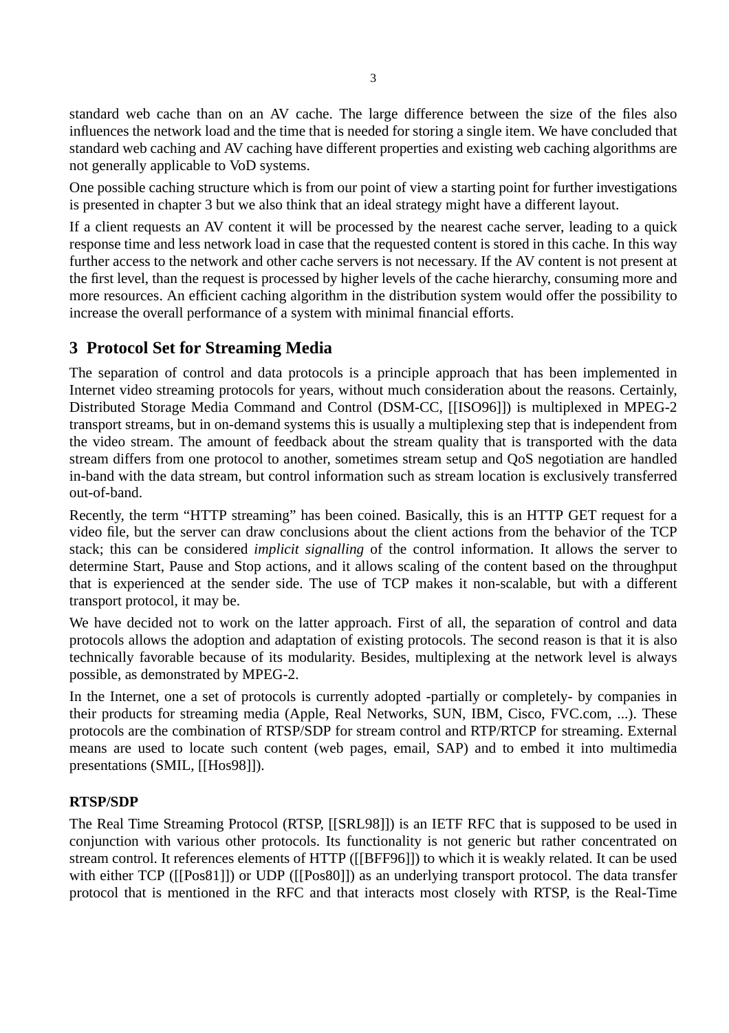standard web cache than on an AV cache. The large difference between the size of the files also influences the network load and the time that is needed for storing a single item. We have concluded that standard web caching and AV caching have different properties and existing web caching algorithms are not generally applicable to VoD systems.

One possible caching structure which is from our point of view a starting point for further investigations is presented in chapter 3 but we also think that an ideal strategy might have a different layout.

If a client requests an AV content it will be processed by the nearest cache server, leading to a quick response time and less network load in case that the requested content is stored in this cache. In this way further access to the network and other cache servers is not necessary. If the AV content is not present at the first level, than the request is processed by higher levels of the cache hierarchy, consuming more and more resources. An efficient caching algorithm in the distribution system would offer the possibility to increase the overall performance of a system with minimal financial efforts.

## 3 Protocol Set for Streaming Media

The separation of control and data protocols is a principle approach that has been implemented in Internet video streaming protocols for years, without much consideration about the reasons. Certainly, Distributed Storage Media Command and Control (DSM-CC, [[ISO96]]) is multiplexed in MPEG-2 transport streams, but in on-demand systems this is usually a multiplexing step that is independent from the video stream. The amount of feedback about the stream quality that is transported with the data stream differs from one protocol to another, sometimes stream setup and QoS negotiation are handled in-band with the data stream, but control information such as stream location is exclusively transferred out-of-band.

Recently, the term “HTTP streaming” has been coined. Basically, this is an HTTP GET request for a video file, but the server can draw conclusions about the client actions from the behavior of the TCP stack; this can be considered *implicit signalling* of the control information. It allows the server to determine Start, Pause and Stop actions, and it allows scaling of the content based on the throughput that is experienced at the sender side. The use of TCP makes it non-scalable, but with a different transport protocol, it may be.

We have decided not to work on the latter approach. First of all, the separation of control and data protocols allows the adoption and adaptation of existing protocols. The second reason is that it is also technically favorable because of its modularity. Besides, multiplexing at the network level is always possible, as demonstrated by MPEG-2.

In the Internet, one a set of protocols is currently adopted -partially or completely- by companies in their products for streaming media (Apple, Real Networks, SUN, IBM, Cisco, FVC.com, ...). These protocols are the combination of RTSP/SDP for stream control and RTP/RTCP for streaming. External means are used to locate such content (web pages, email, SAP) and to embed it into multimedia presentations (SMIL, [[Hos98]]).

**RTSP/SDP**

The Real Time Streaming Protocol (RTSP, [[SRL98]]) is an IETF RFC that is supposed to be used in conjunction with various other protocols. Its functionality is not generic but rather concentrated on stream control. It references elements of HTTP ([[BFF96]]) to which it is weakly related. It can be used with either TCP ([[Pos81]]) or UDP ([[Pos80]]) as an underlying transport protocol. The data transfer protocol that is mentioned in the RFC and that interacts most closely with RTSP, is the Real-Time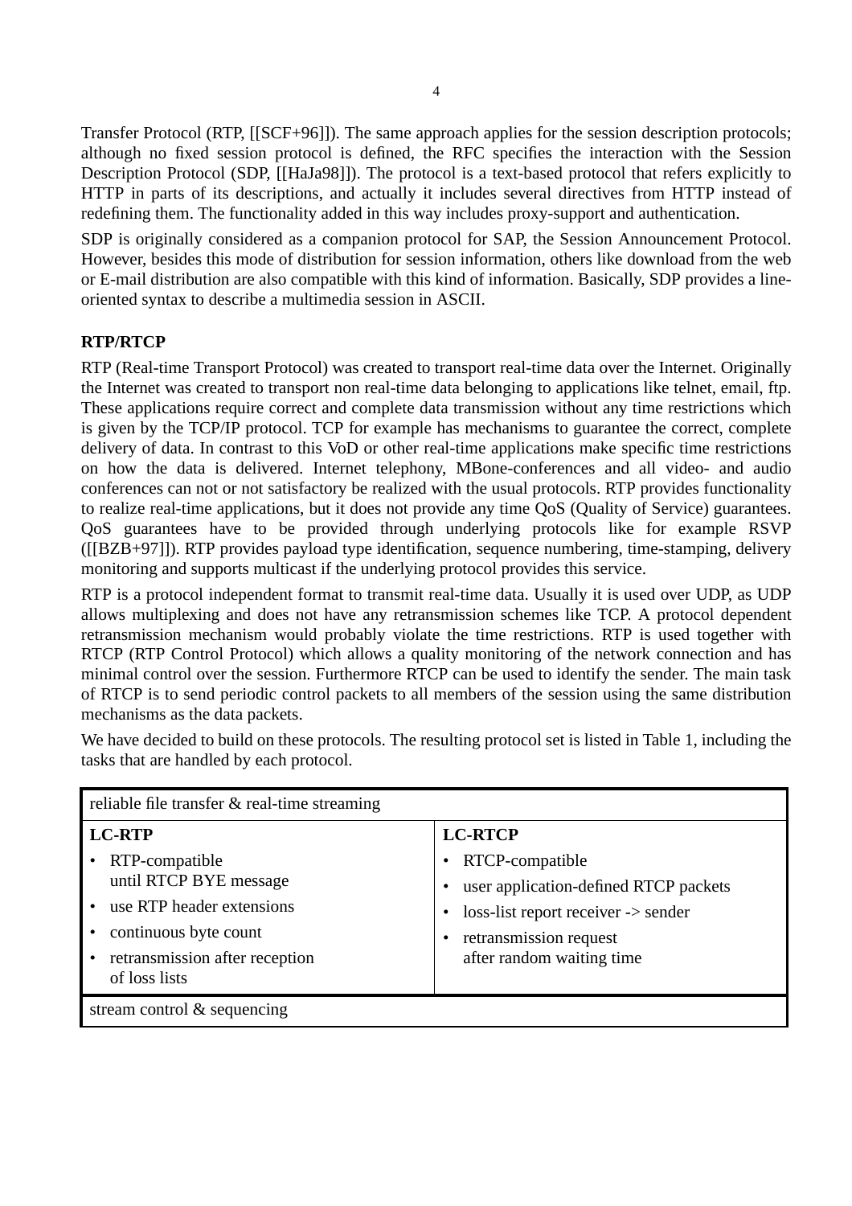Transfer Protocol (RTP, [[SCF+96]]). The same approach applies for the session description protocols; although no fixed session protocol is defined, the RFC specifies the interaction with the Session Description Protocol (SDP, [[HaJa98]]). The protocol is a text-based protocol that refers explicitly to HTTP in parts of its descriptions, and actually it includes several directives from HTTP instead of redefining them. The functionality added in this way includes proxy-support and authentication.

SDP is originally considered as a companion protocol for SAP, the Session Announcement Protocol. However, besides this mode of distribution for session information, others like download from the web or E-mail distribution are also compatible with this kind of information. Basically, SDP provides a line-oriented syntax to describe a multimedia session in ASCII.

**RTP/RTCP**

RTP (Real-time Transport Protocol) was created to transport real-time data over the Internet. Originally the Internet was created to transport non real-time data belonging to applications like telnet, email, ftp. These applications require correct and complete data transmission without any time restrictions which is given by the TCP/IP protocol. TCP for example has mechanisms to guarantee the correct, complete delivery of data. In contrast to this VoD or other real-time applications make specific time restrictions on how the data is delivered. Internet telephony, MBone-conferences and all video- and audio conferences can not or not satisfactory be realized with the usual protocols. RTP provides functionality to realize real-time applications, but it does not provide any time QoS (Quality of Service) guarantees. QoS guarantees have to be provided through underlying protocols like for example RSVP ([[BZB+97]]). RTP provides payload type identification, sequence numbering, time-stamping, delivery monitoring and supports multicast if the underlying protocol provides this service.

RTP is a protocol independent format to transmit real-time data. Usually it is used over UDP, as UDP allows multiplexing and does not have any retransmission schemes like TCP. A protocol dependent retransmission mechanism would probably violate the time restrictions. RTP is used together with RTCP (RTP Control Protocol) which allows a quality monitoring of the network connection and has minimal control over the session. Furthermore RTCP can be used to identify the sender. The main task of RTCP is to send periodic control packets to all members of the session using the same distribution mechanisms as the data packets.

We have decided to build on these protocols. The resulting protocol set is listed in Table 1, including the tasks that are handled by each protocol.

| reliable file transfer & real-time streaming | |
|---|---|
| **LC-RTP** | **LC-RTCP** |
| • RTP-compatible until RTCP BYE message<br>• use RTP header extensions<br>• continuous byte count<br>• retransmission after reception of loss lists | • RTCP-compatible<br>• user application-defined RTCP packets<br>• loss-list report receiver -> sender<br>• retransmission request after random waiting time |
| stream control & sequencing | |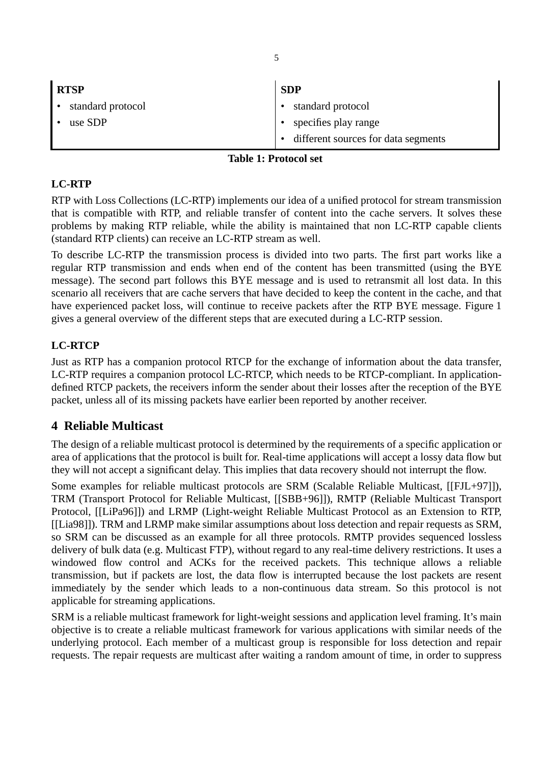| RTSP | SDP |
|---|---|
| • standard protocol | • standard protocol |
| • use SDP | • specifies play range |
| | • different sources for data segments |

**Table 1: Protocol set**

### LC-RTP

RTP with Loss Collections (LC-RTP) implements our idea of a unified protocol for stream transmission that is compatible with RTP, and reliable transfer of content into the cache servers. It solves these problems by making RTP reliable, while the ability is maintained that non LC-RTP capable clients (standard RTP clients) can receive an LC-RTP stream as well.

To describe LC-RTP the transmission process is divided into two parts. The first part works like a regular RTP transmission and ends when end of the content has been transmitted (using the BYE message). The second part follows this BYE message and is used to retransmit all lost data. In this scenario all receivers that are cache servers that have decided to keep the content in the cache, and that have experienced packet loss, will continue to receive packets after the RTP BYE message. Figure 1 gives a general overview of the different steps that are executed during a LC-RTP session.

### LC-RTCP

Just as RTP has a companion protocol RTCP for the exchange of information about the data transfer, LC-RTP requires a companion protocol LC-RTCP, which needs to be RTCP-compliant. In application-defined RTCP packets, the receivers inform the sender about their losses after the reception of the BYE packet, unless all of its missing packets have earlier been reported by another receiver.

## 4 Reliable Multicast

The design of a reliable multicast protocol is determined by the requirements of a specific application or area of applications that the protocol is built for. Real-time applications will accept a lossy data flow but they will not accept a significant delay. This implies that data recovery should not interrupt the flow.

Some examples for reliable multicast protocols are SRM (Scalable Reliable Multicast, [[FJL+97]]), TRM (Transport Protocol for Reliable Multicast, [[SBB+96]]), RMTP (Reliable Multicast Transport Protocol, [[LiPa96]]) and LRMP (Light-weight Reliable Multicast Protocol as an Extension to RTP, [[Lia98]]). TRM and LRMP make similar assumptions about loss detection and repair requests as SRM, so SRM can be discussed as an example for all three protocols. RMTP provides sequenced lossless delivery of bulk data (e.g. Multicast FTP), without regard to any real-time delivery restrictions. It uses a windowed flow control and ACKs for the received packets. This technique allows a reliable transmission, but if packets are lost, the data flow is interrupted because the lost packets are resent immediately by the sender which leads to a non-continuous data stream. So this protocol is not applicable for streaming applications.

SRM is a reliable multicast framework for light-weight sessions and application level framing. It's main objective is to create a reliable multicast framework for various applications with similar needs of the underlying protocol. Each member of a multicast group is responsible for loss detection and repair requests. The repair requests are multicast after waiting a random amount of time, in order to suppress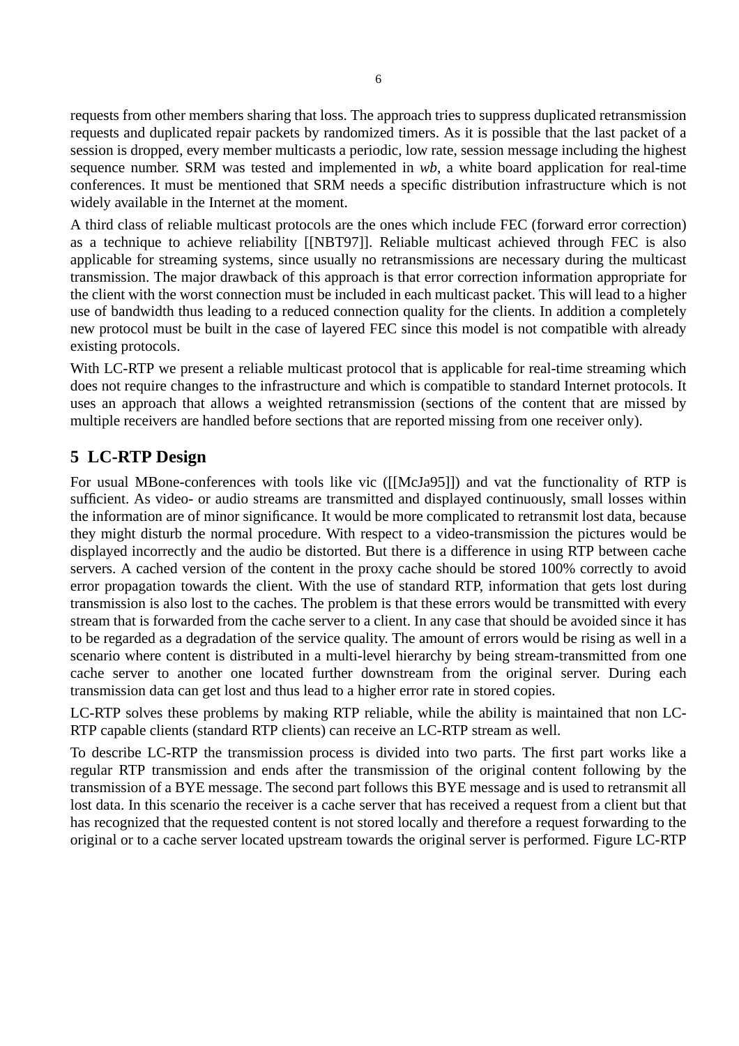requests from other members sharing that loss. The approach tries to suppress duplicated retransmission requests and duplicated repair packets by randomized timers. As it is possible that the last packet of a session is dropped, every member multicasts a periodic, low rate, session message including the highest sequence number. SRM was tested and implemented in *wb*, a white board application for real-time conferences. It must be mentioned that SRM needs a specific distribution infrastructure which is not widely available in the Internet at the moment.

A third class of reliable multicast protocols are the ones which include FEC (forward error correction) as a technique to achieve reliability [[NBT97]]. Reliable multicast achieved through FEC is also applicable for streaming systems, since usually no retransmissions are necessary during the multicast transmission. The major drawback of this approach is that error correction information appropriate for the client with the worst connection must be included in each multicast packet. This will lead to a higher use of bandwidth thus leading to a reduced connection quality for the clients. In addition a completely new protocol must be built in the case of layered FEC since this model is not compatible with already existing protocols.

With LC-RTP we present a reliable multicast protocol that is applicable for real-time streaming which does not require changes to the infrastructure and which is compatible to standard Internet protocols. It uses an approach that allows a weighted retransmission (sections of the content that are missed by multiple receivers are handled before sections that are reported missing from one receiver only).

## 5 LC-RTP Design

For usual MBone-conferences with tools like vic ([[McJa95]]) and vat the functionality of RTP is sufficient. As video- or audio streams are transmitted and displayed continuously, small losses within the information are of minor significance. It would be more complicated to retransmit lost data, because they might disturb the normal procedure. With respect to a video-transmission the pictures would be displayed incorrectly and the audio be distorted. But there is a difference in using RTP between cache servers. A cached version of the content in the proxy cache should be stored 100% correctly to avoid error propagation towards the client. With the use of standard RTP, information that gets lost during transmission is also lost to the caches. The problem is that these errors would be transmitted with every stream that is forwarded from the cache server to a client. In any case that should be avoided since it has to be regarded as a degradation of the service quality. The amount of errors would be rising as well in a scenario where content is distributed in a multi-level hierarchy by being stream-transmitted from one cache server to another one located further downstream from the original server. During each transmission data can get lost and thus lead to a higher error rate in stored copies.

LC-RTP solves these problems by making RTP reliable, while the ability is maintained that non LC-RTP capable clients (standard RTP clients) can receive an LC-RTP stream as well.

To describe LC-RTP the transmission process is divided into two parts. The first part works like a regular RTP transmission and ends after the transmission of the original content following by the transmission of a BYE message. The second part follows this BYE message and is used to retransmit all lost data. In this scenario the receiver is a cache server that has received a request from a client but that has recognized that the requested content is not stored locally and therefore a request forwarding to the original or to a cache server located upstream towards the original server is performed. Figure LC-RTP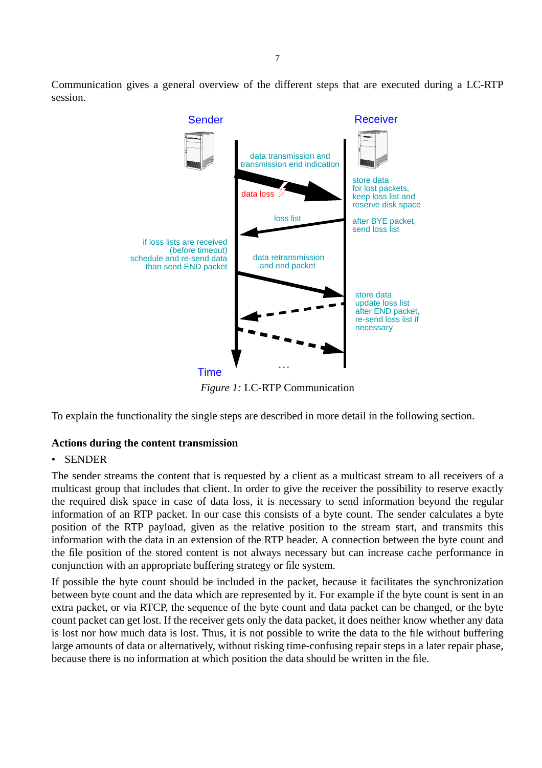Communication gives a general overview of the different steps that are executed during a LC-RTP session.

*Figure 1:* LC-RTP Communication

To explain the functionality the single steps are described in more detail in the following section.

**Actions during the content transmission**

- SENDER

The sender streams the content that is requested by a client as a multicast stream to all receivers of a multicast group that includes that client. In order to give the receiver the possibility to reserve exactly the required disk space in case of data loss, it is necessary to send information beyond the regular information of an RTP packet. In our case this consists of a byte count. The sender calculates a byte position of the RTP payload, given as the relative position to the stream start, and transmits this information with the data in an extension of the RTP header. A connection between the byte count and the file position of the stored content is not always necessary but can increase cache performance in conjunction with an appropriate buffering strategy or file system.

If possible the byte count should be included in the packet, because it facilitates the synchronization between byte count and the data which are represented by it. For example if the byte count is sent in an extra packet, or via RTCP, the sequence of the byte count and data packet can be changed, or the byte count packet can get lost. If the receiver gets only the data packet, it does neither know whether any data is lost nor how much data is lost. Thus, it is not possible to write the data to the file without buffering large amounts of data or alternatively, without risking time-confusing repair steps in a later repair phase, because there is no information at which position the data should be written in the file.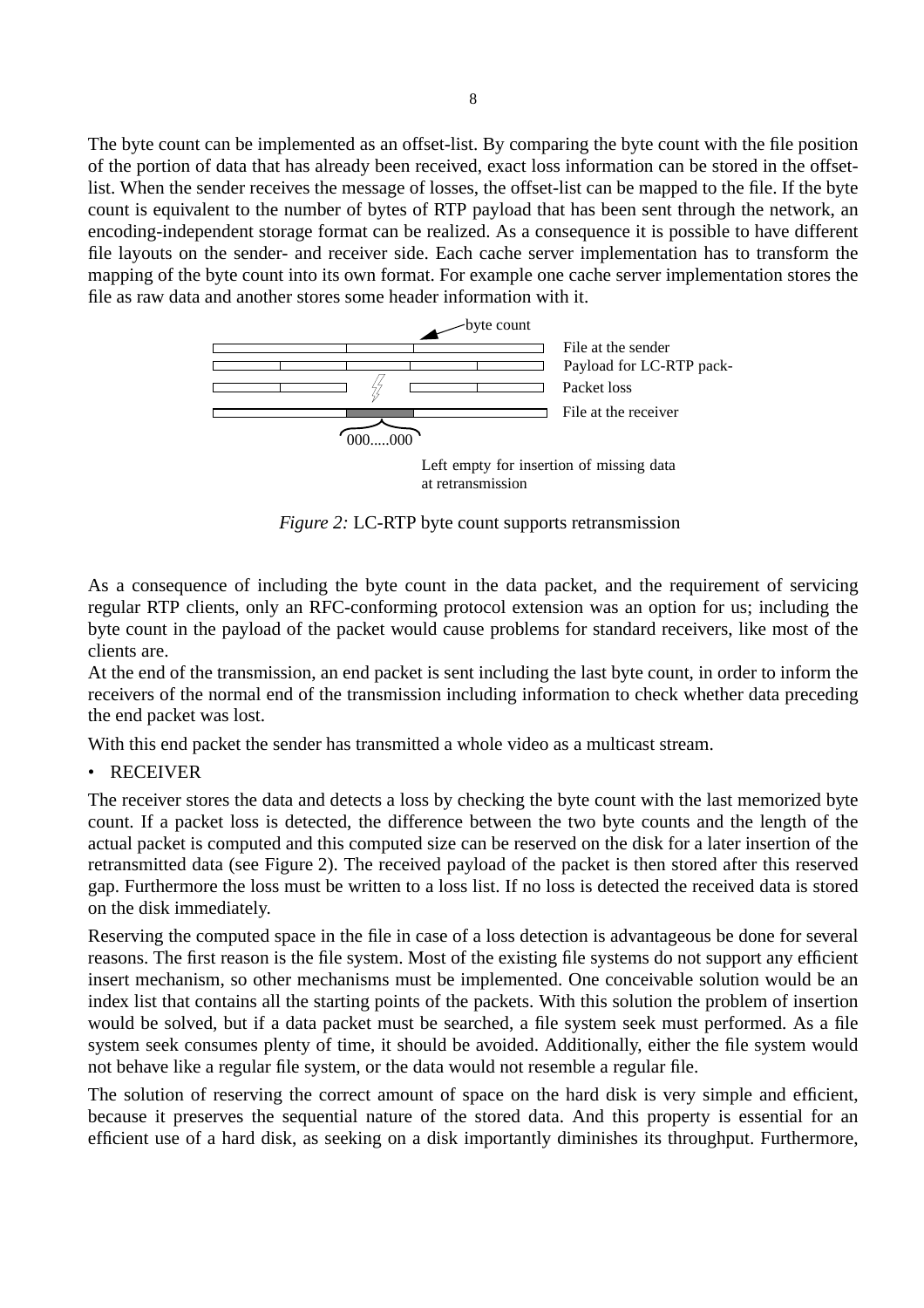The byte count can be implemented as an offset-list. By comparing the byte count with the file position of the portion of data that has already been received, exact loss information can be stored in the offset-list. When the sender receives the message of losses, the offset-list can be mapped to the file. If the byte count is equivalent to the number of bytes of RTP payload that has been sent through the network, an encoding-independent storage format can be realized. As a consequence it is possible to have different file layouts on the sender- and receiver side. Each cache server implementation has to transform the mapping of the byte count into its own format. For example one cache server implementation stores the file as raw data and another stores some header information with it.

byte count

File at the sender

Payload for LC-RTP pack-

Packet loss

File at the receiver

000.....000

Left empty for insertion of missing data at retransmission

*Figure 2:* LC-RTP byte count supports retransmission

As a consequence of including the byte count in the data packet, and the requirement of servicing regular RTP clients, only an RFC-conforming protocol extension was an option for us; including the byte count in the payload of the packet would cause problems for standard receivers, like most of the clients are.

At the end of the transmission, an end packet is sent including the last byte count, in order to inform the receivers of the normal end of the transmission including information to check whether data preceding the end packet was lost.

With this end packet the sender has transmitted a whole video as a multicast stream.

- RECEIVER

The receiver stores the data and detects a loss by checking the byte count with the last memorized byte count. If a packet loss is detected, the difference between the two byte counts and the length of the actual packet is computed and this computed size can be reserved on the disk for a later insertion of the retransmitted data (see Figure 2). The received payload of the packet is then stored after this reserved gap. Furthermore the loss must be written to a loss list. If no loss is detected the received data is stored on the disk immediately.

Reserving the computed space in the file in case of a loss detection is advantageous be done for several reasons. The first reason is the file system. Most of the existing file systems do not support any efficient insert mechanism, so other mechanisms must be implemented. One conceivable solution would be an index list that contains all the starting points of the packets. With this solution the problem of insertion would be solved, but if a data packet must be searched, a file system seek must performed. As a file system seek consumes plenty of time, it should be avoided. Additionally, either the file system would not behave like a regular file system, or the data would not resemble a regular file.

The solution of reserving the correct amount of space on the hard disk is very simple and efficient, because it preserves the sequential nature of the stored data. And this property is essential for an efficient use of a hard disk, as seeking on a disk importantly diminishes its throughput. Furthermore,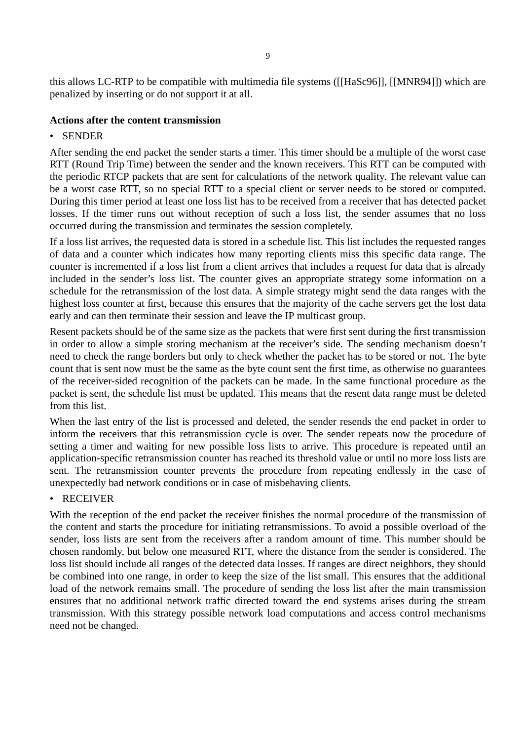this allows LC-RTP to be compatible with multimedia file systems ([[HaSc96]], [[MNR94]]) which are penalized by inserting or do not support it at all.

**Actions after the content transmission**

- SENDER

After sending the end packet the sender starts a timer. This timer should be a multiple of the worst case RTT (Round Trip Time) between the sender and the known receivers. This RTT can be computed with the periodic RTCP packets that are sent for calculations of the network quality. The relevant value can be a worst case RTT, so no special RTT to a special client or server needs to be stored or computed. During this timer period at least one loss list has to be received from a receiver that has detected packet losses. If the timer runs out without reception of such a loss list, the sender assumes that no loss occurred during the transmission and terminates the session completely.

If a loss list arrives, the requested data is stored in a schedule list. This list includes the requested ranges of data and a counter which indicates how many reporting clients miss this specific data range. The counter is incremented if a loss list from a client arrives that includes a request for data that is already included in the sender's loss list. The counter gives an appropriate strategy some information on a schedule for the retransmission of the lost data. A simple strategy might send the data ranges with the highest loss counter at first, because this ensures that the majority of the cache servers get the lost data early and can then terminate their session and leave the IP multicast group.

Resent packets should be of the same size as the packets that were first sent during the first transmission in order to allow a simple storing mechanism at the receiver's side. The sending mechanism doesn't need to check the range borders but only to check whether the packet has to be stored or not. The byte count that is sent now must be the same as the byte count sent the first time, as otherwise no guarantees of the receiver-sided recognition of the packets can be made. In the same functional procedure as the packet is sent, the schedule list must be updated. This means that the resent data range must be deleted from this list.

When the last entry of the list is processed and deleted, the sender resends the end packet in order to inform the receivers that this retransmission cycle is over. The sender repeats now the procedure of setting a timer and waiting for new possible loss lists to arrive. This procedure is repeated until an application-specific retransmission counter has reached its threshold value or until no more loss lists are sent. The retransmission counter prevents the procedure from repeating endlessly in the case of unexpectedly bad network conditions or in case of misbehaving clients.

- RECEIVER

With the reception of the end packet the receiver finishes the normal procedure of the transmission of the content and starts the procedure for initiating retransmissions. To avoid a possible overload of the sender, loss lists are sent from the receivers after a random amount of time. This number should be chosen randomly, but below one measured RTT, where the distance from the sender is considered. The loss list should include all ranges of the detected data losses. If ranges are direct neighbors, they should be combined into one range, in order to keep the size of the list small. This ensures that the additional load of the network remains small. The procedure of sending the loss list after the main transmission ensures that no additional network traffic directed toward the end systems arises during the stream transmission. With this strategy possible network load computations and access control mechanisms need not be changed.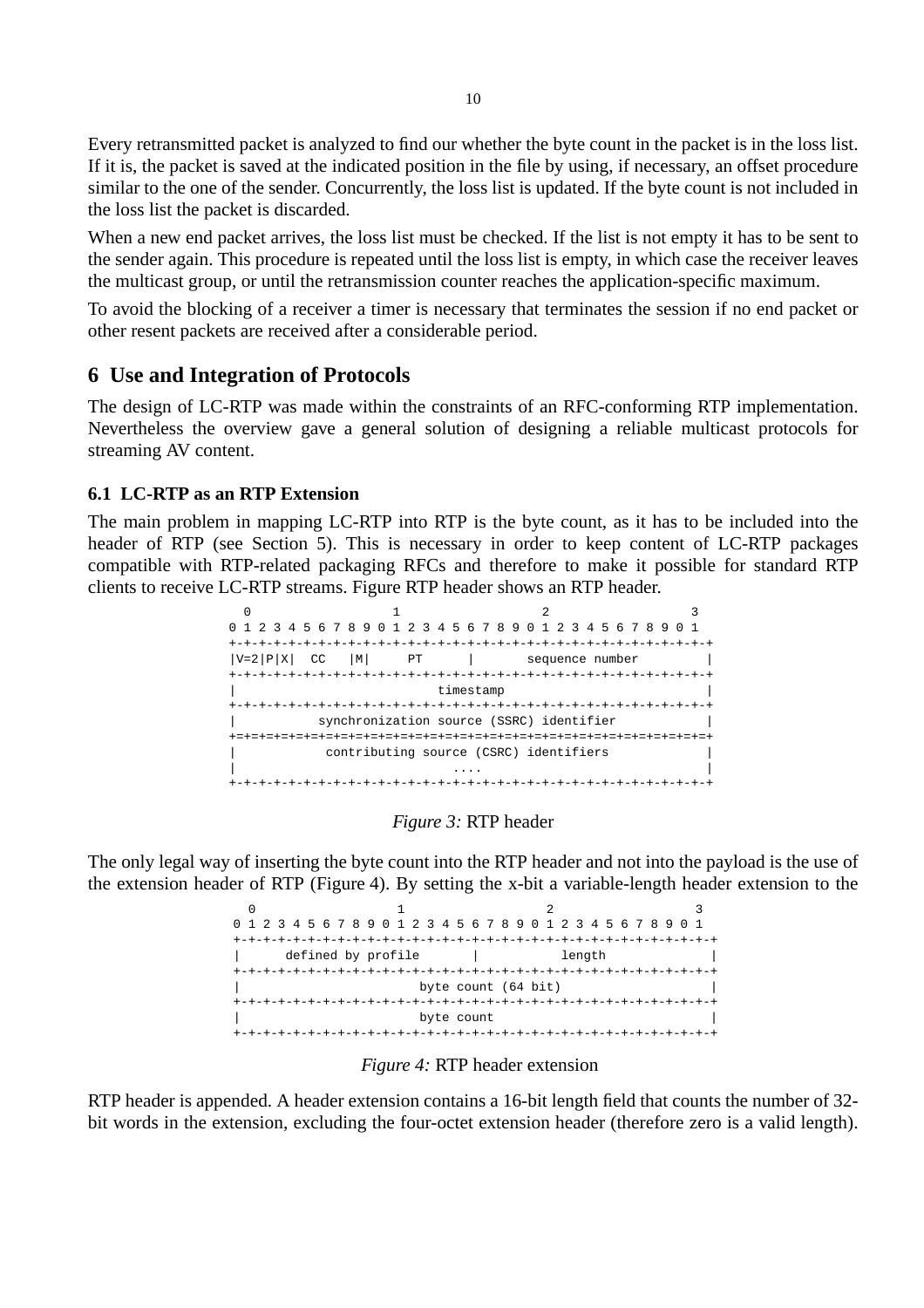Every retransmitted packet is analyzed to find our whether the byte count in the packet is in the loss list. If it is, the packet is saved at the indicated position in the file by using, if necessary, an offset procedure similar to the one of the sender. Concurrently, the loss list is updated. If the byte count is not included in the loss list the packet is discarded.

When a new end packet arrives, the loss list must be checked. If the list is not empty it has to be sent to the sender again. This procedure is repeated until the loss list is empty, in which case the receiver leaves the multicast group, or until the retransmission counter reaches the application-specific maximum.

To avoid the blocking of a receiver a timer is necessary that terminates the session if no end packet or other resent packets are received after a considerable period.

## 6 Use and Integration of Protocols

The design of LC-RTP was made within the constraints of an RFC-conforming RTP implementation. Nevertheless the overview gave a general solution of designing a reliable multicast protocols for streaming AV content.

### 6.1 LC-RTP as an RTP Extension

The main problem in mapping LC-RTP into RTP is the byte count, as it has to be included into the header of RTP (see Section 5). This is necessary in order to keep content of LC-RTP packages compatible with RTP-related packaging RFCs and therefore to make it possible for standard RTP clients to receive LC-RTP streams. Figure RTP header shows an RTP header.

```
  0                   1                   2                   3
0 1 2 3 4 5 6 7 8 9 0 1 2 3 4 5 6 7 8 9 0 1 2 3 4 5 6 7 8 9 0 1
+-+-+-+-+-+-+-+-+-+-+-+-+-+-+-+-+-+-+-+-+-+-+-+-+-+-+-+-+-+-+-+-+
|V=2|P|X|  CC   |M|     PT      |       sequence number         |
+-+-+-+-+-+-+-+-+-+-+-+-+-+-+-+-+-+-+-+-+-+-+-+-+-+-+-+-+-+-+-+-+
|                           timestamp                           |
+-+-+-+-+-+-+-+-+-+-+-+-+-+-+-+-+-+-+-+-+-+-+-+-+-+-+-+-+-+-+-+-+
|           synchronization source (SSRC) identifier            |
+=+=+=+=+=+=+=+=+=+=+=+=+=+=+=+=+=+=+=+=+=+=+=+=+=+=+=+=+=+=+=+=+
|            contributing source (CSRC) identifiers             |
|                             ....                              |
+-+-+-+-+-+-+-+-+-+-+-+-+-+-+-+-+-+-+-+-+-+-+-+-+-+-+-+-+-+-+-+-+
```

*Figure 3:* RTP header

The only legal way of inserting the byte count into the RTP header and not into the payload is the use of the extension header of RTP (Figure 4). By setting the x-bit a variable-length header extension to the

```
  0                   1                   2                   3
0 1 2 3 4 5 6 7 8 9 0 1 2 3 4 5 6 7 8 9 0 1 2 3 4 5 6 7 8 9 0 1
+-+-+-+-+-+-+-+-+-+-+-+-+-+-+-+-+-+-+-+-+-+-+-+-+-+-+-+-+-+-+-+-+
|      defined by profile       |           length              |
+-+-+-+-+-+-+-+-+-+-+-+-+-+-+-+-+-+-+-+-+-+-+-+-+-+-+-+-+-+-+-+-+
|                       byte count (64 bit)                     |
+-+-+-+-+-+-+-+-+-+-+-+-+-+-+-+-+-+-+-+-+-+-+-+-+-+-+-+-+-+-+-+-+
|                       byte count                              |
+-+-+-+-+-+-+-+-+-+-+-+-+-+-+-+-+-+-+-+-+-+-+-+-+-+-+-+-+-+-+-+-+
```

*Figure 4:* RTP header extension

RTP header is appended. A header extension contains a 16-bit length field that counts the number of 32-bit words in the extension, excluding the four-octet extension header (therefore zero is a valid length).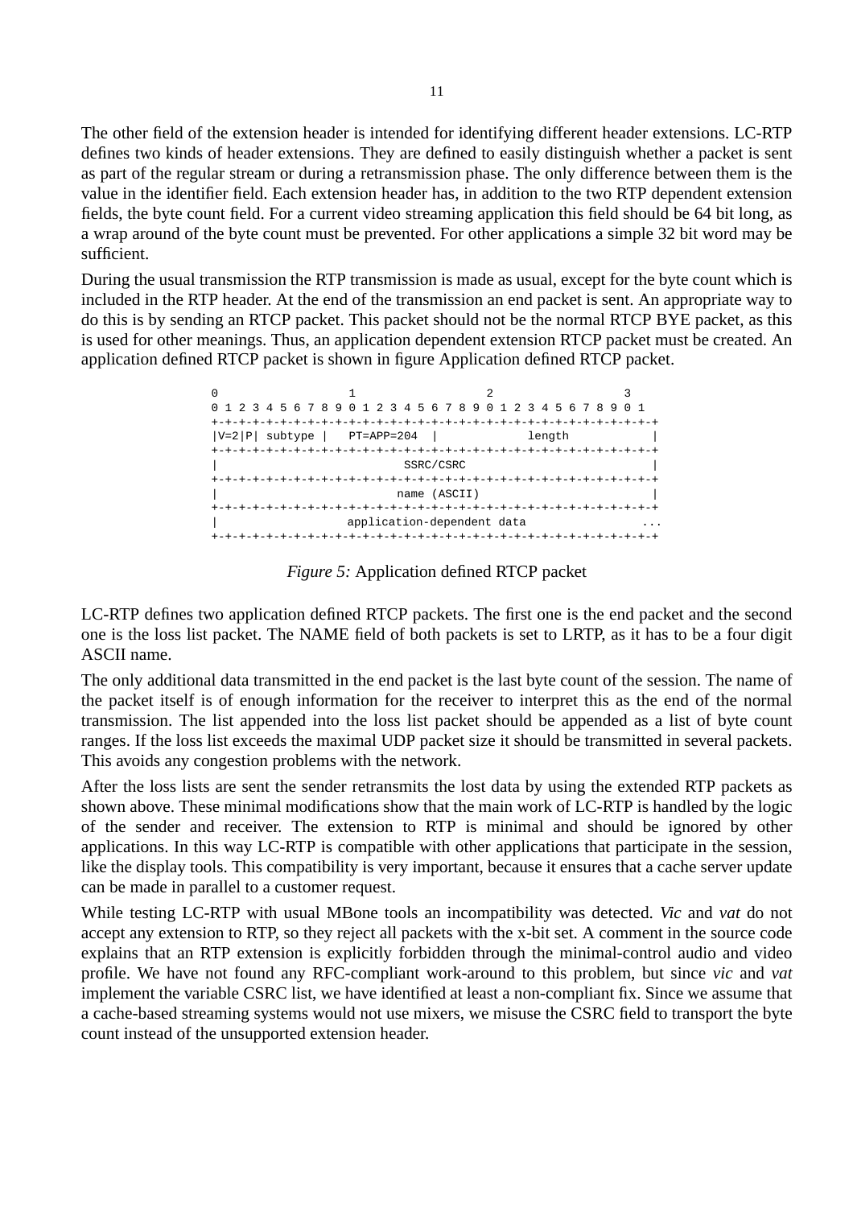The other field of the extension header is intended for identifying different header extensions. LC-RTP defines two kinds of header extensions. They are defined to easily distinguish whether a packet is sent as part of the regular stream or during a retransmission phase. The only difference between them is the value in the identifier field. Each extension header has, in addition to the two RTP dependent extension fields, the byte count field. For a current video streaming application this field should be 64 bit long, as a wrap around of the byte count must be prevented. For other applications a simple 32 bit word may be sufficient.

During the usual transmission the RTP transmission is made as usual, except for the byte count which is included in the RTP header. At the end of the transmission an end packet is sent. An appropriate way to do this is by sending an RTCP packet. This packet should not be the normal RTCP BYE packet, as this is used for other meanings. Thus, an application dependent extension RTCP packet must be created. An application defined RTCP packet is shown in figure Application defined RTCP packet.

```
0                   1                   2                   3
0 1 2 3 4 5 6 7 8 9 0 1 2 3 4 5 6 7 8 9 0 1 2 3 4 5 6 7 8 9 0 1
+-+-+-+-+-+-+-+-+-+-+-+-+-+-+-+-+-+-+-+-+-+-+-+-+-+-+-+-+-+-+-+-+
|V=2|P| subtype |   PT=APP=204  |             length            |
+-+-+-+-+-+-+-+-+-+-+-+-+-+-+-+-+-+-+-+-+-+-+-+-+-+-+-+-+-+-+-+-+
|                           SSRC/CSRC                           |
+-+-+-+-+-+-+-+-+-+-+-+-+-+-+-+-+-+-+-+-+-+-+-+-+-+-+-+-+-+-+-+-+
|                          name (ASCII)                         |
+-+-+-+-+-+-+-+-+-+-+-+-+-+-+-+-+-+-+-+-+-+-+-+-+-+-+-+-+-+-+-+-+
|                   application-dependent data                ...
+-+-+-+-+-+-+-+-+-+-+-+-+-+-+-+-+-+-+-+-+-+-+-+-+-+-+-+-+-+-+-+-+
```

*Figure 5:* Application defined RTCP packet

LC-RTP defines two application defined RTCP packets. The first one is the end packet and the second one is the loss list packet. The NAME field of both packets is set to LRTP, as it has to be a four digit ASCII name.

The only additional data transmitted in the end packet is the last byte count of the session. The name of the packet itself is of enough information for the receiver to interpret this as the end of the normal transmission. The list appended into the loss list packet should be appended as a list of byte count ranges. If the loss list exceeds the maximal UDP packet size it should be transmitted in several packets. This avoids any congestion problems with the network.

After the loss lists are sent the sender retransmits the lost data by using the extended RTP packets as shown above. These minimal modifications show that the main work of LC-RTP is handled by the logic of the sender and receiver. The extension to RTP is minimal and should be ignored by other applications. In this way LC-RTP is compatible with other applications that participate in the session, like the display tools. This compatibility is very important, because it ensures that a cache server update can be made in parallel to a customer request.

While testing LC-RTP with usual MBone tools an incompatibility was detected. *Vic* and *vat* do not accept any extension to RTP, so they reject all packets with the x-bit set. A comment in the source code explains that an RTP extension is explicitly forbidden through the minimal-control audio and video profile. We have not found any RFC-compliant work-around to this problem, but since *vic* and *vat* implement the variable CSRC list, we have identified at least a non-compliant fix. Since we assume that a cache-based streaming systems would not use mixers, we misuse the CSRC field to transport the byte count instead of the unsupported extension header.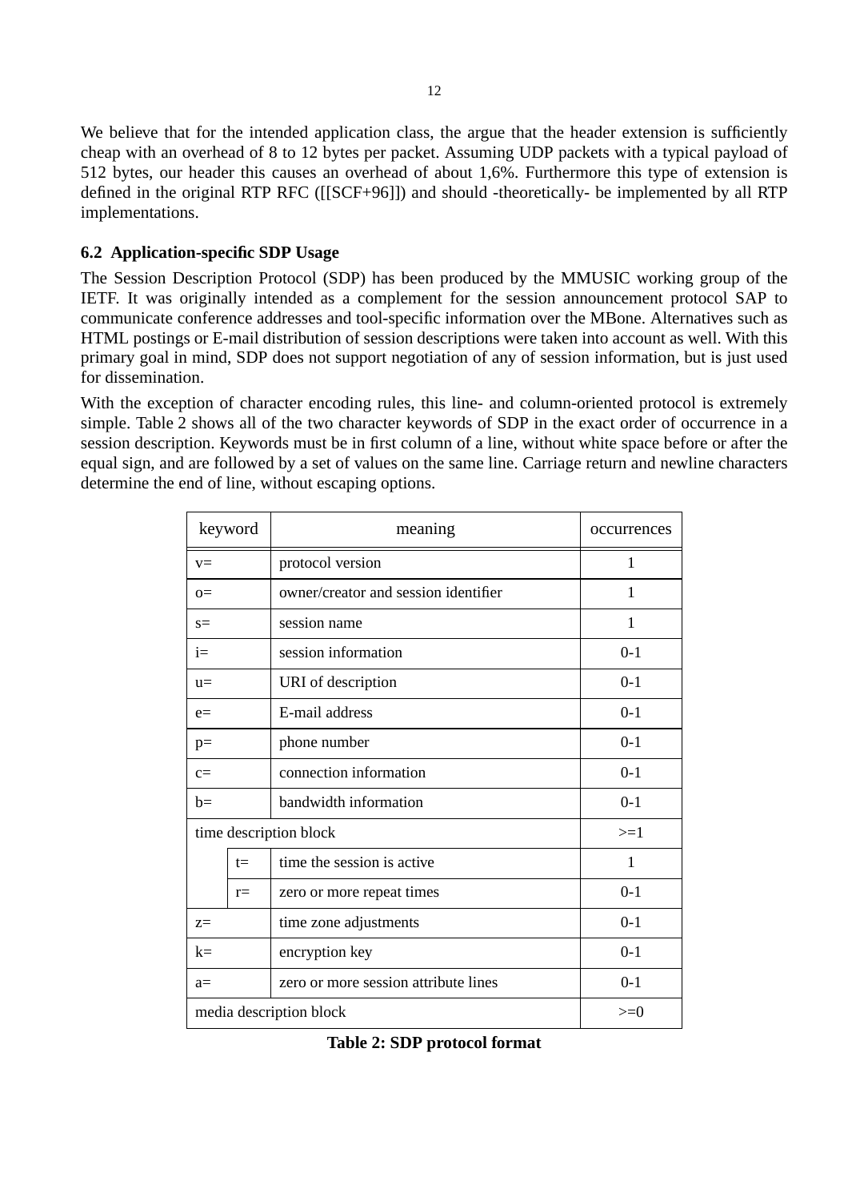We believe that for the intended application class, the argue that the header extension is sufficiently cheap with an overhead of 8 to 12 bytes per packet. Assuming UDP packets with a typical payload of 512 bytes, our header this causes an overhead of about 1,6%. Furthermore this type of extension is defined in the original RTP RFC ([[SCF+96]]) and should -theoretically- be implemented by all RTP implementations.

### 6.2 Application-specific SDP Usage

The Session Description Protocol (SDP) has been produced by the MMUSIC working group of the IETF. It was originally intended as a complement for the session announcement protocol SAP to communicate conference addresses and tool-specific information over the MBone. Alternatives such as HTML postings or E-mail distribution of session descriptions were taken into account as well. With this primary goal in mind, SDP does not support negotiation of any of session information, but is just used for dissemination.

With the exception of character encoding rules, this line- and column-oriented protocol is extremely simple. Table 2 shows all of the two character keywords of SDP in the exact order of occurrence in a session description. Keywords must be in first column of a line, without white space before or after the equal sign, and are followed by a set of values on the same line. Carriage return and newline characters determine the end of line, without escaping options.

| keyword | | meaning | occurrences |
|---|---|---|---|
| v= | | protocol version | 1 |
| o= | | owner/creator and session identifier | 1 |
| s= | | session name | 1 |
| i= | | session information | 0-1 |
| u= | | URI of description | 0-1 |
| e= | | E-mail address | 0-1 |
| p= | | phone number | 0-1 |
| c= | | connection information | 0-1 |
| b= | | bandwidth information | 0-1 |
| time description block | | | >=1 |
| | t= | time the session is active | 1 |
| | r= | zero or more repeat times | 0-1 |
| z= | | time zone adjustments | 0-1 |
| k= | | encryption key | 0-1 |
| a= | | zero or more session attribute lines | 0-1 |
| media description block | | | >=0 |

**Table 2: SDP protocol format**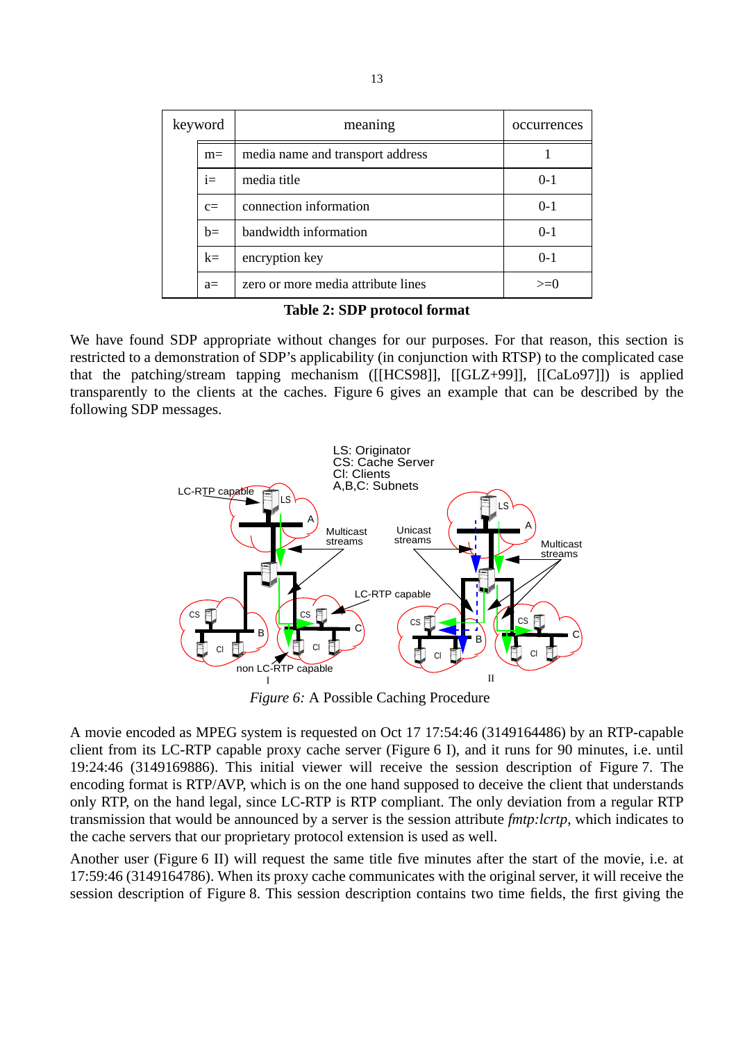| keyword | | meaning | occurrences |
|---|---|---|---|
| | m= | media name and transport address | 1 |
| | i= | media title | 0-1 |
| | c= | connection information | 0-1 |
| | b= | bandwidth information | 0-1 |
| | k= | encryption key | 0-1 |
| | a= | zero or more media attribute lines | >=0 |

**Table 2: SDP protocol format**

We have found SDP appropriate without changes for our purposes. For that reason, this section is restricted to a demonstration of SDP's applicability (in conjunction with RTSP) to the complicated case that the patching/stream tapping mechanism ([[HCS98]], [[GLZ+99]], [[CaLo97]]) is applied transparently to the clients at the caches. Figure 6 gives an example that can be described by the following SDP messages.

*Figure 6:* A Possible Caching Procedure

A movie encoded as MPEG system is requested on Oct 17 17:54:46 (3149164486) by an RTP-capable client from its LC-RTP capable proxy cache server (Figure 6 I), and it runs for 90 minutes, i.e. until 19:24:46 (3149169886). This initial viewer will receive the session description of Figure 7. The encoding format is RTP/AVP, which is on the one hand supposed to deceive the client that understands only RTP, on the hand legal, since LC-RTP is RTP compliant. The only deviation from a regular RTP transmission that would be announced by a server is the session attribute *fmtp:lcrtp*, which indicates to the cache servers that our proprietary protocol extension is used as well.

Another user (Figure 6 II) will request the same title five minutes after the start of the movie, i.e. at 17:59:46 (3149164786). When its proxy cache communicates with the original server, it will receive the session description of Figure 8. This session description contains two time fields, the first giving the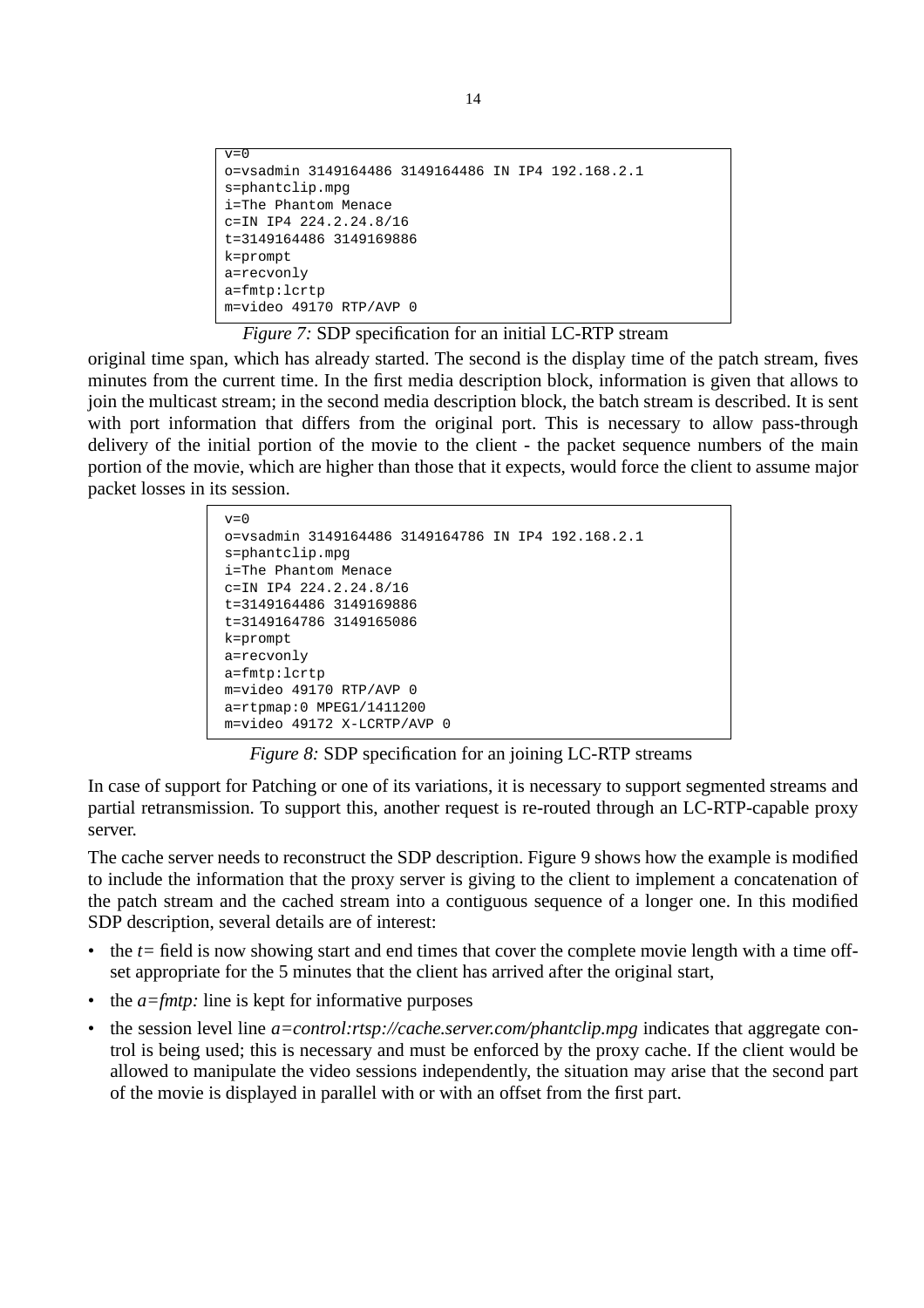```
v=0
o=vsadmin 3149164486 3149164486 IN IP4 192.168.2.1
s=phantclip.mpg
i=The Phantom Menace
c=IN IP4 224.2.24.8/16
t=3149164486 3149169886
k=prompt
a=recvonly
a=fmtp:lcrtp
m=video 49170 RTP/AVP 0
```

*Figure 7:* SDP specification for an initial LC-RTP stream

original time span, which has already started. The second is the display time of the patch stream, fives minutes from the current time. In the first media description block, information is given that allows to join the multicast stream; in the second media description block, the batch stream is described. It is sent with port information that differs from the original port. This is necessary to allow pass-through delivery of the initial portion of the movie to the client - the packet sequence numbers of the main portion of the movie, which are higher than those that it expects, would force the client to assume major packet losses in its session.

```
v=0
o=vsadmin 3149164486 3149164786 IN IP4 192.168.2.1
s=phantclip.mpg
i=The Phantom Menace
c=IN IP4 224.2.24.8/16
t=3149164486 3149169886
t=3149164786 3149165086
k=prompt
a=recvonly
a=fmtp:lcrtp
m=video 49170 RTP/AVP 0
a=rtpmap:0 MPEG1/1411200
m=video 49172 X-LCRTP/AVP 0
```

*Figure 8:* SDP specification for an joining LC-RTP streams

In case of support for Patching or one of its variations, it is necessary to support segmented streams and partial retransmission. To support this, another request is re-routed through an LC-RTP-capable proxy server.

The cache server needs to reconstruct the SDP description. Figure 9 shows how the example is modified to include the information that the proxy server is giving to the client to implement a concatenation of the patch stream and the cached stream into a contiguous sequence of a longer one. In this modified SDP description, several details are of interest:

- the *t=* field is now showing start and end times that cover the complete movie length with a time offset appropriate for the 5 minutes that the client has arrived after the original start,
- the *a=fmtp:* line is kept for informative purposes
- the session level line *a=control:rtsp://cache.server.com/phantclip.mpg* indicates that aggregate control is being used; this is necessary and must be enforced by the proxy cache. If the client would be allowed to manipulate the video sessions independently, the situation may arise that the second part of the movie is displayed in parallel with or with an offset from the first part.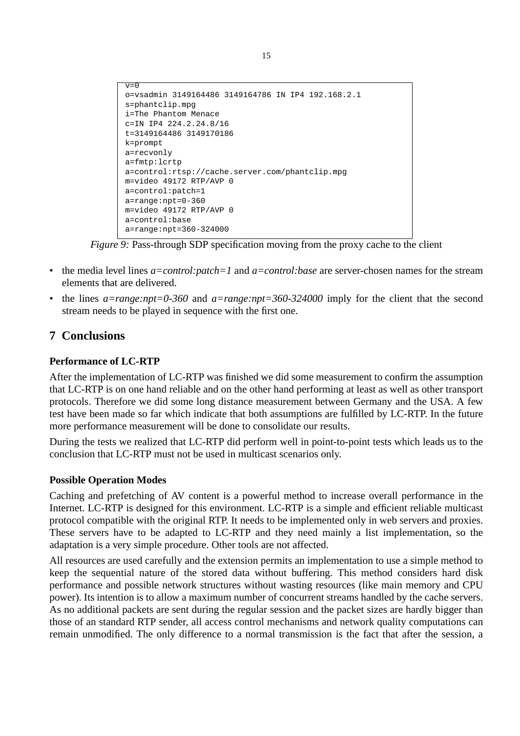```
v=0
o=vsadmin 3149164486 3149164786 IN IP4 192.168.2.1
s=phantclip.mpg
i=The Phantom Menace
c=IN IP4 224.2.24.8/16
t=3149164486 3149170186
k=prompt
a=recvonly
a=fmtp:lcrtp
a=control:rtsp://cache.server.com/phantclip.mpg
m=video 49172 RTP/AVP 0
a=control:patch=1
a=range:npt=0-360
m=video 49172 RTP/AVP 0
a=control:base
a=range:npt=360-324000
```

*Figure 9:* Pass-through SDP specification moving from the proxy cache to the client

- the media level lines *a=control:patch=1* and *a=control:base* are server-chosen names for the stream elements that are delivered.
- the lines *a=range:npt=0-360* and *a=range:npt=360-324000* imply for the client that the second stream needs to be played in sequence with the first one.

# 7 Conclusions

### Performance of LC-RTP

After the implementation of LC-RTP was finished we did some measurement to confirm the assumption that LC-RTP is on one hand reliable and on the other hand performing at least as well as other transport protocols. Therefore we did some long distance measurement between Germany and the USA. A few test have been made so far which indicate that both assumptions are fulfilled by LC-RTP. In the future more performance measurement will be done to consolidate our results.

During the tests we realized that LC-RTP did perform well in point-to-point tests which leads us to the conclusion that LC-RTP must not be used in multicast scenarios only.

### Possible Operation Modes

Caching and prefetching of AV content is a powerful method to increase overall performance in the Internet. LC-RTP is designed for this environment. LC-RTP is a simple and efficient reliable multicast protocol compatible with the original RTP. It needs to be implemented only in web servers and proxies. These servers have to be adapted to LC-RTP and they need mainly a list implementation, so the adaptation is a very simple procedure. Other tools are not affected.

All resources are used carefully and the extension permits an implementation to use a simple method to keep the sequential nature of the stored data without buffering. This method considers hard disk performance and possible network structures without wasting resources (like main memory and CPU power). Its intention is to allow a maximum number of concurrent streams handled by the cache servers. As no additional packets are sent during the regular session and the packet sizes are hardly bigger than those of an standard RTP sender, all access control mechanisms and network quality computations can remain unmodified. The only difference to a normal transmission is the fact that after the session, a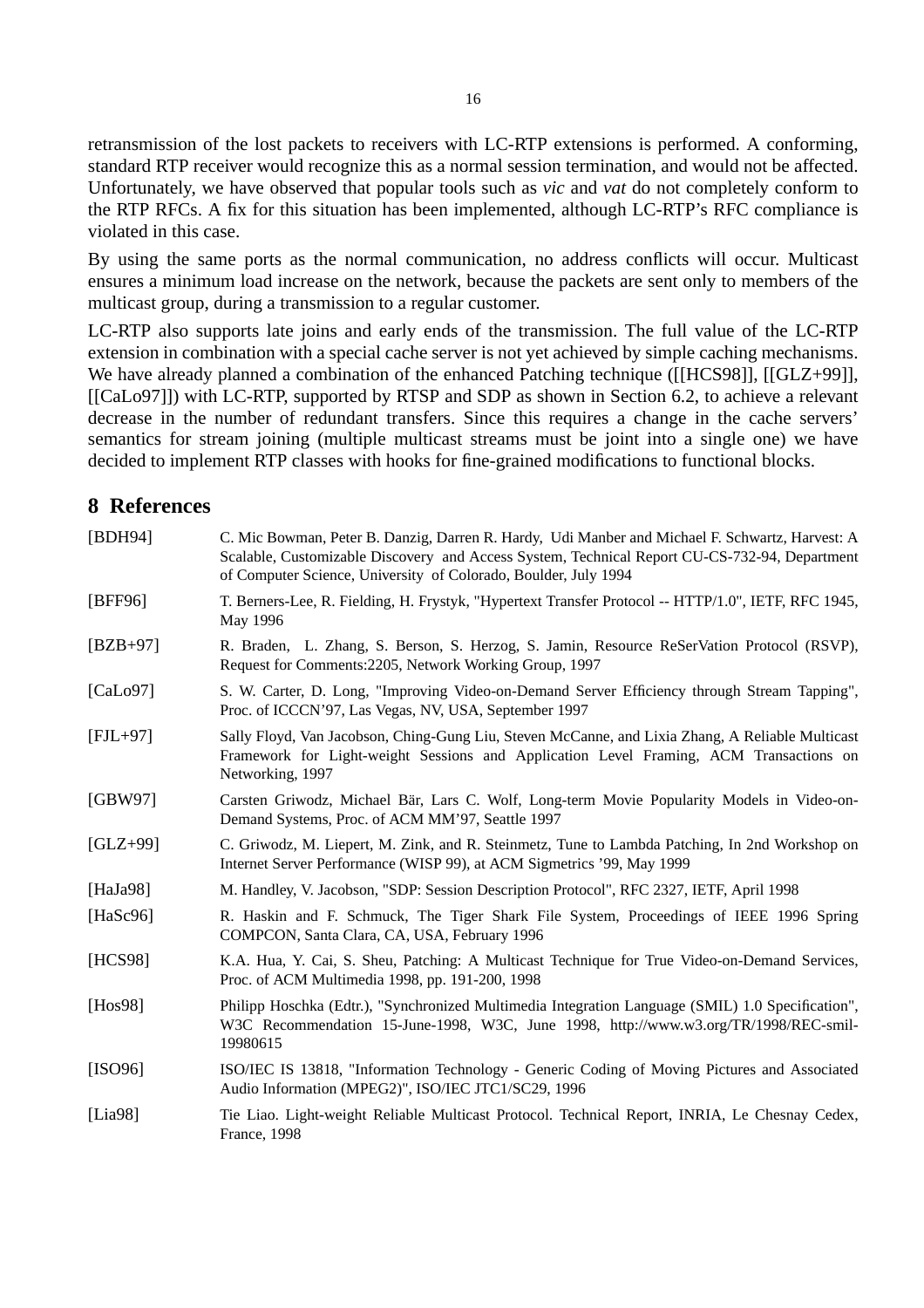retransmission of the lost packets to receivers with LC-RTP extensions is performed. A conforming, standard RTP receiver would recognize this as a normal session termination, and would not be affected. Unfortunately, we have observed that popular tools such as *vic* and *vat* do not completely conform to the RTP RFCs. A fix for this situation has been implemented, although LC-RTP's RFC compliance is violated in this case.

By using the same ports as the normal communication, no address conflicts will occur. Multicast ensures a minimum load increase on the network, because the packets are sent only to members of the multicast group, during a transmission to a regular customer.

LC-RTP also supports late joins and early ends of the transmission. The full value of the LC-RTP extension in combination with a special cache server is not yet achieved by simple caching mechanisms. We have already planned a combination of the enhanced Patching technique ([[HCS98]], [[GLZ+99]], [[CaLo97]]) with LC-RTP, supported by RTSP and SDP as shown in Section 6.2, to achieve a relevant decrease in the number of redundant transfers. Since this requires a change in the cache servers' semantics for stream joining (multiple multicast streams must be joint into a single one) we have decided to implement RTP classes with hooks for fine-grained modifications to functional blocks.

# 8 References

[BDH94] C. Mic Bowman, Peter B. Danzig, Darren R. Hardy, Udi Manber and Michael F. Schwartz, Harvest: A Scalable, Customizable Discovery and Access System, Technical Report CU-CS-732-94, Department of Computer Science, University of Colorado, Boulder, July 1994

[BFF96] T. Berners-Lee, R. Fielding, H. Frystyk, "Hypertext Transfer Protocol -- HTTP/1.0", IETF, RFC 1945, May 1996

[BZB+97] R. Braden, L. Zhang, S. Berson, S. Herzog, S. Jamin, Resource ReSerVation Protocol (RSVP), Request for Comments:2205, Network Working Group, 1997

[CaLo97] S. W. Carter, D. Long, "Improving Video-on-Demand Server Efficiency through Stream Tapping", Proc. of ICCCN'97, Las Vegas, NV, USA, September 1997

[FJL+97] Sally Floyd, Van Jacobson, Ching-Gung Liu, Steven McCanne, and Lixia Zhang, A Reliable Multicast Framework for Light-weight Sessions and Application Level Framing, ACM Transactions on Networking, 1997

[GBW97] Carsten Griwodz, Michael Bär, Lars C. Wolf, Long-term Movie Popularity Models in Video-on-Demand Systems, Proc. of ACM MM'97, Seattle 1997

[GLZ+99] C. Griwodz, M. Liepert, M. Zink, and R. Steinmetz, Tune to Lambda Patching, In 2nd Workshop on Internet Server Performance (WISP 99), at ACM Sigmetrics '99, May 1999

[HaJa98] M. Handley, V. Jacobson, "SDP: Session Description Protocol", RFC 2327, IETF, April 1998

[HaSc96] R. Haskin and F. Schmuck, The Tiger Shark File System, Proceedings of IEEE 1996 Spring COMPCON, Santa Clara, CA, USA, February 1996

[HCS98] K.A. Hua, Y. Cai, S. Sheu, Patching: A Multicast Technique for True Video-on-Demand Services, Proc. of ACM Multimedia 1998, pp. 191-200, 1998

[Hos98] Philipp Hoschka (Edtr.), "Synchronized Multimedia Integration Language (SMIL) 1.0 Specification", W3C Recommendation 15-June-1998, W3C, June 1998, http://www.w3.org/TR/1998/REC-smil-19980615

[ISO96] ISO/IEC IS 13818, "Information Technology - Generic Coding of Moving Pictures and Associated Audio Information (MPEG2)", ISO/IEC JTC1/SC29, 1996

[Lia98] Tie Liao. Light-weight Reliable Multicast Protocol. Technical Report, INRIA, Le Chesnay Cedex, France, 1998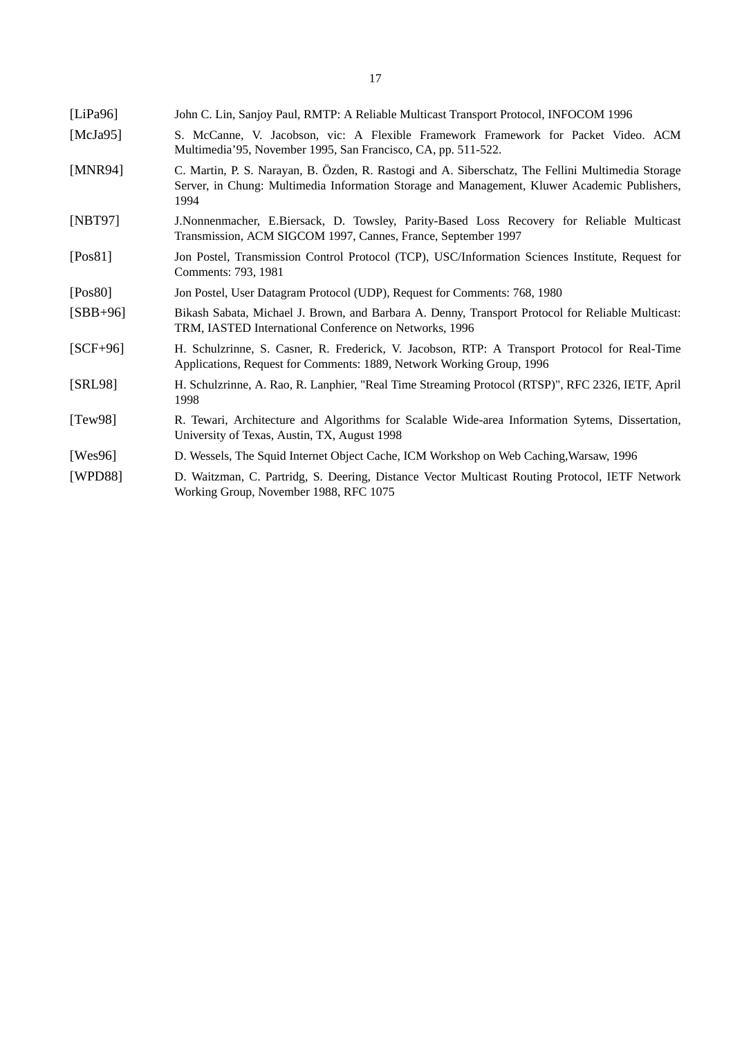[LiPa96] John C. Lin, Sanjoy Paul, RMTP: A Reliable Multicast Transport Protocol, INFOCOM 1996

[McJa95] S. McCanne, V. Jacobson, vic: A Flexible Framework Framework for Packet Video. ACM Multimedia'95, November 1995, San Francisco, CA, pp. 511-522.

[MNR94] C. Martin, P. S. Narayan, B. Özden, R. Rastogi and A. Siberschatz, The Fellini Multimedia Storage Server, in Chung: Multimedia Information Storage and Management, Kluwer Academic Publishers, 1994

[NBT97] J.Nonnenmacher, E.Biersack, D. Towsley, Parity-Based Loss Recovery for Reliable Multicast Transmission, ACM SIGCOM 1997, Cannes, France, September 1997

[Pos81] Jon Postel, Transmission Control Protocol (TCP), USC/Information Sciences Institute, Request for Comments: 793, 1981

[Pos80] Jon Postel, User Datagram Protocol (UDP), Request for Comments: 768, 1980

[SBB+96] Bikash Sabata, Michael J. Brown, and Barbara A. Denny, Transport Protocol for Reliable Multicast: TRM, IASTED International Conference on Networks, 1996

[SCF+96] H. Schulzrinne, S. Casner, R. Frederick, V. Jacobson, RTP: A Transport Protocol for Real-Time Applications, Request for Comments: 1889, Network Working Group, 1996

[SRL98] H. Schulzrinne, A. Rao, R. Lanphier, "Real Time Streaming Protocol (RTSP)", RFC 2326, IETF, April 1998

[Tew98] R. Tewari, Architecture and Algorithms for Scalable Wide-area Information Sytems, Dissertation, University of Texas, Austin, TX, August 1998

[Wes96] D. Wessels, The Squid Internet Object Cache, ICM Workshop on Web Caching,Warsaw, 1996

[WPD88] D. Waitzman, C. Partridg, S. Deering, Distance Vector Multicast Routing Protocol, IETF Network Working Group, November 1988, RFC 1075